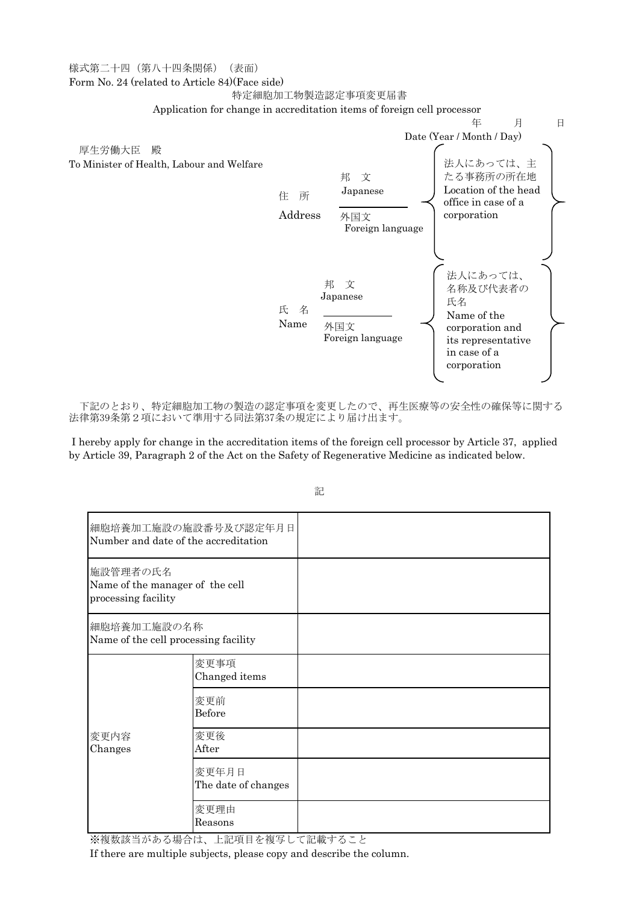様式第二十四（第八十四条関係）（表面）
Form No. 24 (related to Article 84)(Face side)

特定細胞加工物製造認定事項変更届書

Application for change in accreditation items of foreign cell processor

年　　月　　日
Date (Year / Month / Day)

厚生労働大臣　殿
To Minister of Health, Labour and Welfare

住　所 Address
邦　文 Japanese
外国文 Foreign language
（法人にあっては、主たる事務所の所在地 Location of the head office in case of a corporation）

氏　名 Name
邦　文 Japanese
外国文 Foreign language
（法人にあっては、名称及び代表者の氏名 Name of the corporation and its representative in case of a corporation）

下記のとおり、特定細胞加工物の製造の認定事項を変更したので、再生医療等の安全性の確保等に関する法律第39条第２項において準用する同法第37条の規定により届け出ます。

I hereby apply for change in the accreditation items of the foreign cell processor by Article 37, applied by Article 39, Paragraph 2 of the Act on the Safety of Regenerative Medicine as indicated below.

記

| 細胞培養加工施設の施設番号及び認定年月日 Number and date of the accreditation | | |
|---|---|---|
| 施設管理者の氏名 Name of the manager of the cell processing facility | | |
| 細胞培養加工施設の名称 Name of the cell processing facility | | |
| 変更内容 Changes | 変更事項 Changed items | |
| | 変更前 Before | |
| | 変更後 After | |
| | 変更年月日 The date of changes | |
| | 変更理由 Reasons | |

※複数該当がある場合は、上記項目を複写して記載すること
If there are multiple subjects, please copy and describe the column.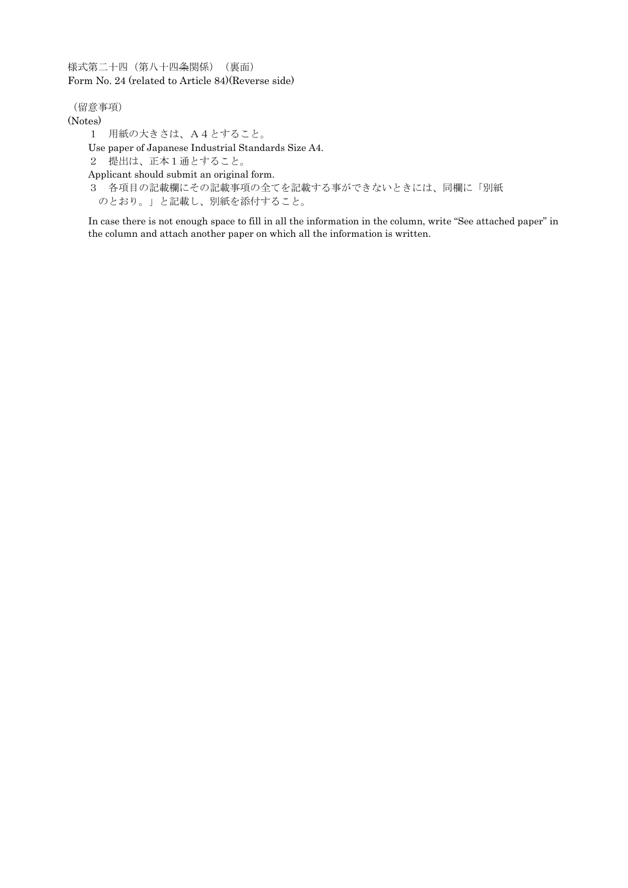様式第二十四（第八十四条関係）（裏面）
Form No. 24 (related to Article 84)(Reverse side)

（留意事項）
(Notes)

１　用紙の大きさは、Ａ４とすること。
Use paper of Japanese Industrial Standards Size A4.

２　提出は、正本１通とすること。
Applicant should submit an original form.

３　各項目の記載欄にその記載事項の全てを記載する事ができないときには、同欄に「別紙のとおり。」と記載し、別紙を添付すること。

In case there is not enough space to fill in all the information in the column, write "See attached paper" in the column and attach another paper on which all the information is written.